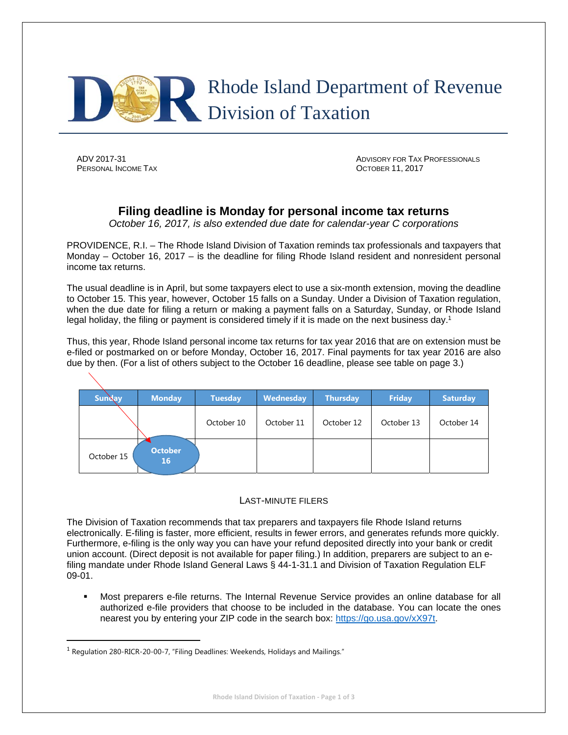# Rhode Island Department of Revenue
# Division of Taxation

ADV 2017-31
PERSONAL INCOME TAX

ADVISORY FOR TAX PROFESSIONALS
OCTOBER 11, 2017

## Filing deadline is Monday for personal income tax returns

*October 16, 2017, is also extended due date for calendar-year C corporations*

PROVIDENCE, R.I. – The Rhode Island Division of Taxation reminds tax professionals and taxpayers that Monday – October 16, 2017 – is the deadline for filing Rhode Island resident and nonresident personal income tax returns.

The usual deadline is in April, but some taxpayers elect to use a six-month extension, moving the deadline to October 15. This year, however, October 15 falls on a Sunday. Under a Division of Taxation regulation, when the due date for filing a return or making a payment falls on a Saturday, Sunday, or Rhode Island legal holiday, the filing or payment is considered timely if it is made on the next business day.[1]

Thus, this year, Rhode Island personal income tax returns for tax year 2016 that are on extension must be e-filed or postmarked on or before Monday, October 16, 2017. Final payments for tax year 2016 are also due by then. (For a list of others subject to the October 16 deadline, please see table on page 3.)

| Sunday | Monday | Tuesday | Wednesday | Thursday | Friday | Saturday |
|---|---|---|---|---|---|---|
| | | October 10 | October 11 | October 12 | October 13 | October 14 |
| October 15 | **October 16** | | | | | |

### LAST-MINUTE FILERS

The Division of Taxation recommends that tax preparers and taxpayers file Rhode Island returns electronically. E-filing is faster, more efficient, results in fewer errors, and generates refunds more quickly. Furthermore, e-filing is the only way you can have your refund deposited directly into your bank or credit union account. (Direct deposit is not available for paper filing.) In addition, preparers are subject to an e-filing mandate under Rhode Island General Laws § 44-1-31.1 and Division of Taxation Regulation ELF 09-01.

- Most preparers e-file returns. The Internal Revenue Service provides an online database for all authorized e-file providers that choose to be included in the database. You can locate the ones nearest you by entering your ZIP code in the search box: https://go.usa.gov/xX97t.

---

[1] Regulation 280-RICR-20-00-7, "Filing Deadlines: Weekends, Holidays and Mailings."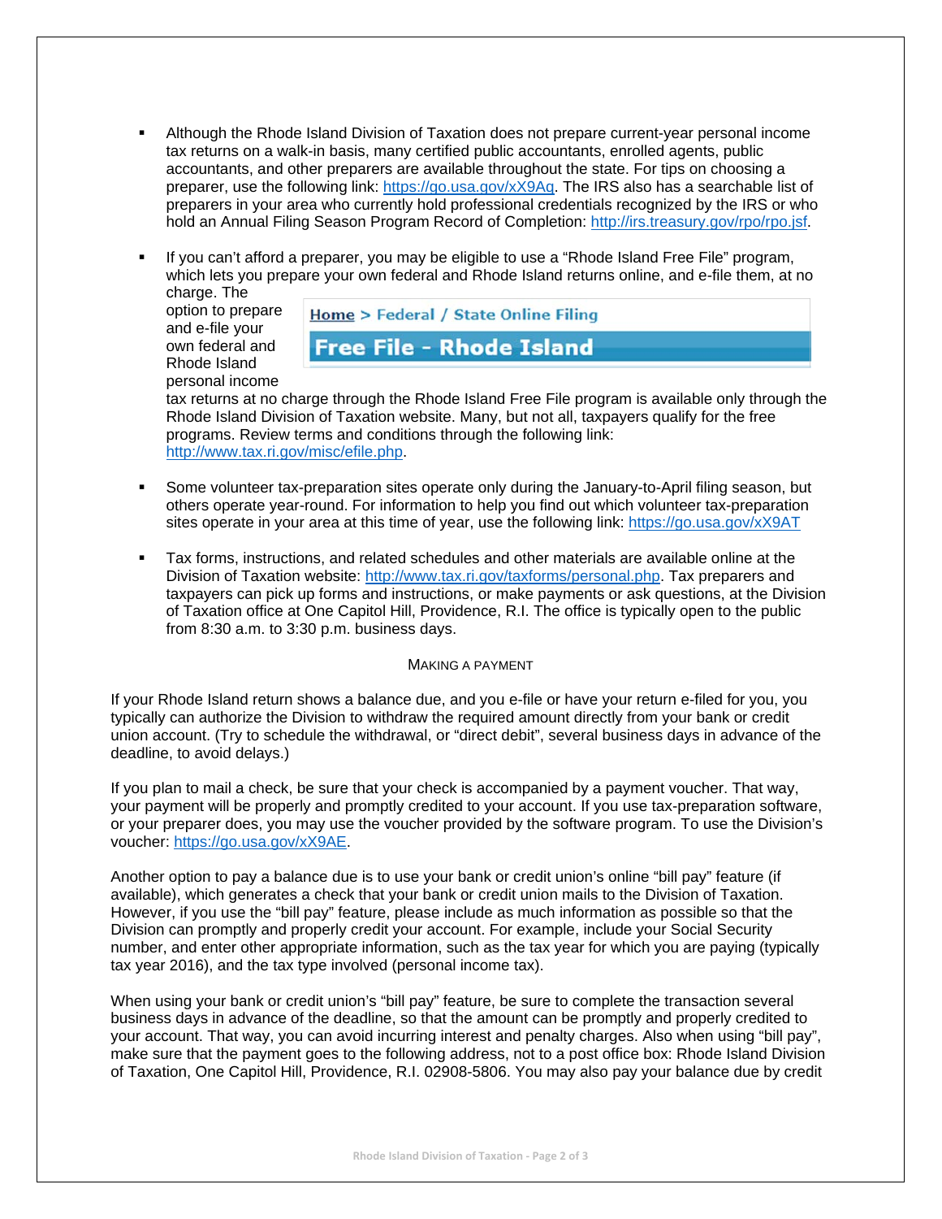- Although the Rhode Island Division of Taxation does not prepare current-year personal income tax returns on a walk-in basis, many certified public accountants, enrolled agents, public accountants, and other preparers are available throughout the state. For tips on choosing a preparer, use the following link: https://go.usa.gov/xX9Aq. The IRS also has a searchable list of preparers in your area who currently hold professional credentials recognized by the IRS or who hold an Annual Filing Season Program Record of Completion: http://irs.treasury.gov/rpo/rpo.jsf.

- If you can't afford a preparer, you may be eligible to use a "Rhode Island Free File" program, which lets you prepare your own federal and Rhode Island returns online, and e-file them, at no charge. The option to prepare and e-file your own federal and Rhode Island personal income tax returns at no charge through the Rhode Island Free File program is available only through the Rhode Island Division of Taxation website. Many, but not all, taxpayers qualify for the free programs. Review terms and conditions through the following link: http://www.tax.ri.gov/misc/efile.php.

  Home > Federal / State Online Filing

  **Free File - Rhode Island**

- Some volunteer tax-preparation sites operate only during the January-to-April filing season, but others operate year-round. For information to help you find out which volunteer tax-preparation sites operate in your area at this time of year, use the following link: https://go.usa.gov/xX9AT

- Tax forms, instructions, and related schedules and other materials are available online at the Division of Taxation website: http://www.tax.ri.gov/taxforms/personal.php. Tax preparers and taxpayers can pick up forms and instructions, or make payments or ask questions, at the Division of Taxation office at One Capitol Hill, Providence, R.I. The office is typically open to the public from 8:30 a.m. to 3:30 p.m. business days.

## Making a Payment

If your Rhode Island return shows a balance due, and you e-file or have your return e-filed for you, you typically can authorize the Division to withdraw the required amount directly from your bank or credit union account. (Try to schedule the withdrawal, or "direct debit", several business days in advance of the deadline, to avoid delays.)

If you plan to mail a check, be sure that your check is accompanied by a payment voucher. That way, your payment will be properly and promptly credited to your account. If you use tax-preparation software, or your preparer does, you may use the voucher provided by the software program. To use the Division's voucher: https://go.usa.gov/xX9AE.

Another option to pay a balance due is to use your bank or credit union's online "bill pay" feature (if available), which generates a check that your bank or credit union mails to the Division of Taxation. However, if you use the "bill pay" feature, please include as much information as possible so that the Division can promptly and properly credit your account. For example, include your Social Security number, and enter other appropriate information, such as the tax year for which you are paying (typically tax year 2016), and the tax type involved (personal income tax).

When using your bank or credit union's "bill pay" feature, be sure to complete the transaction several business days in advance of the deadline, so that the amount can be promptly and properly credited to your account. That way, you can avoid incurring interest and penalty charges. Also when using "bill pay", make sure that the payment goes to the following address, not to a post office box: Rhode Island Division of Taxation, One Capitol Hill, Providence, R.I. 02908-5806. You may also pay your balance due by credit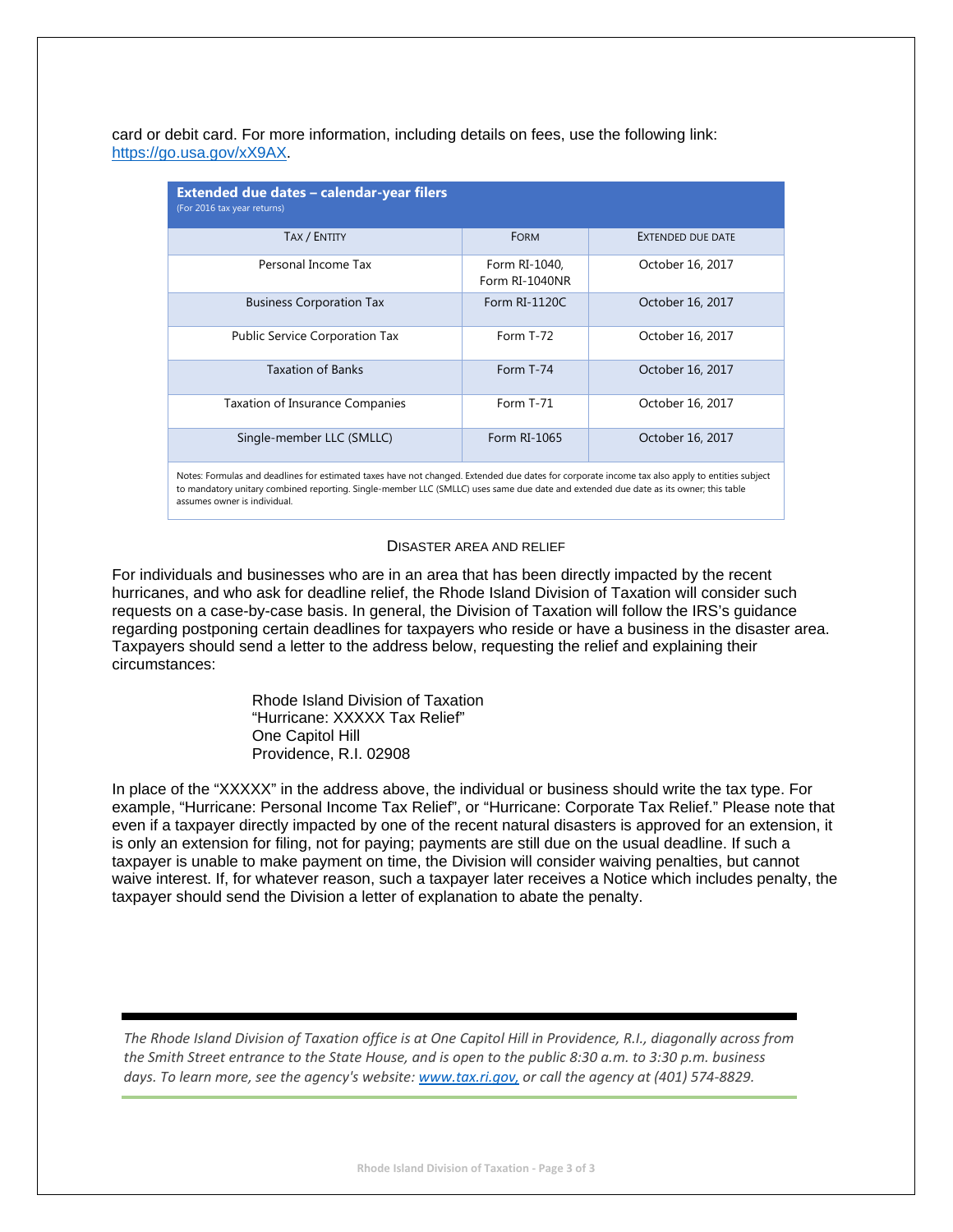card or debit card. For more information, including details on fees, use the following link: https://go.usa.gov/xX9AX.

**Extended due dates – calendar-year filers**
(For 2016 tax year returns)

| Tax / Entity | Form | Extended due date |
| --- | --- | --- |
| Personal Income Tax | Form RI-1040, Form RI-1040NR | October 16, 2017 |
| Business Corporation Tax | Form RI-1120C | October 16, 2017 |
| Public Service Corporation Tax | Form T-72 | October 16, 2017 |
| Taxation of Banks | Form T-74 | October 16, 2017 |
| Taxation of Insurance Companies | Form T-71 | October 16, 2017 |
| Single-member LLC (SMLLC) | Form RI-1065 | October 16, 2017 |

Notes: Formulas and deadlines for estimated taxes have not changed. Extended due dates for corporate income tax also apply to entities subject to mandatory unitary combined reporting. Single-member LLC (SMLLC) uses same due date and extended due date as its owner; this table assumes owner is individual.

## Disaster area and relief

For individuals and businesses who are in an area that has been directly impacted by the recent hurricanes, and who ask for deadline relief, the Rhode Island Division of Taxation will consider such requests on a case-by-case basis. In general, the Division of Taxation will follow the IRS's guidance regarding postponing certain deadlines for taxpayers who reside or have a business in the disaster area. Taxpayers should send a letter to the address below, requesting the relief and explaining their circumstances:

Rhode Island Division of Taxation
"Hurricane: XXXXX Tax Relief"
One Capitol Hill
Providence, R.I. 02908

In place of the "XXXXX" in the address above, the individual or business should write the tax type. For example, "Hurricane: Personal Income Tax Relief", or "Hurricane: Corporate Tax Relief." Please note that even if a taxpayer directly impacted by one of the recent natural disasters is approved for an extension, it is only an extension for filing, not for paying; payments are still due on the usual deadline. If such a taxpayer is unable to make payment on time, the Division will consider waiving penalties, but cannot waive interest. If, for whatever reason, such a taxpayer later receives a Notice which includes penalty, the taxpayer should send the Division a letter of explanation to abate the penalty.

*The Rhode Island Division of Taxation office is at One Capitol Hill in Providence, R.I., diagonally across from the Smith Street entrance to the State House, and is open to the public 8:30 a.m. to 3:30 p.m. business days. To learn more, see the agency's website: www.tax.ri.gov, or call the agency at (401) 574-8829.*